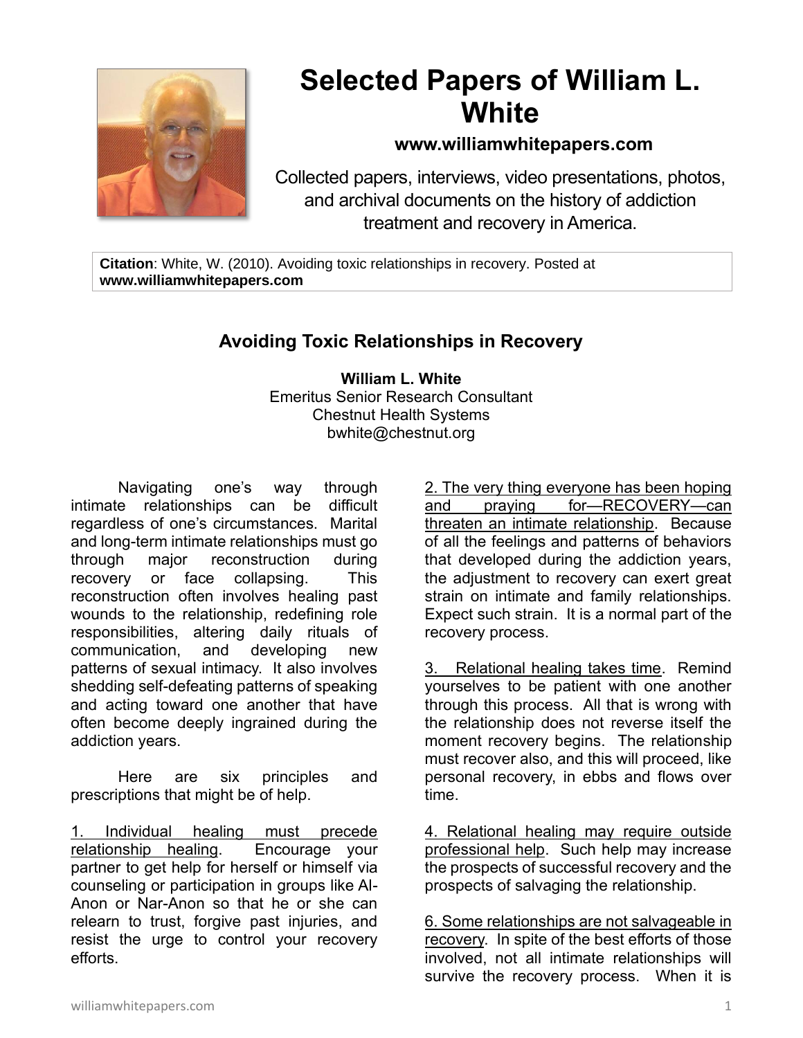# Selected Papers of William L. White

**www.williamwhitepapers.com**

Collected papers, interviews, video presentations, photos, and archival documents on the history of addiction treatment and recovery in America.

**Citation**: White, W. (2010). Avoiding toxic relationships in recovery. Posted at **www.williamwhitepapers.com**

## Avoiding Toxic Relationships in Recovery

**William L. White**
Emeritus Senior Research Consultant
Chestnut Health Systems
bwhite@chestnut.org

Navigating one's way through intimate relationships can be difficult regardless of one's circumstances. Marital and long-term intimate relationships must go through major reconstruction during recovery or face collapsing. This reconstruction often involves healing past wounds to the relationship, redefining role responsibilities, altering daily rituals of communication, and developing new patterns of sexual intimacy. It also involves shedding self-defeating patterns of speaking and acting toward one another that have often become deeply ingrained during the addiction years.

Here are six principles and prescriptions that might be of help.

1. Individual healing must precede relationship healing. Encourage your partner to get help for herself or himself via counseling or participation in groups like Al-Anon or Nar-Anon so that he or she can relearn to trust, forgive past injuries, and resist the urge to control your recovery efforts.

2. The very thing everyone has been hoping and praying for—RECOVERY—can threaten an intimate relationship. Because of all the feelings and patterns of behaviors that developed during the addiction years, the adjustment to recovery can exert great strain on intimate and family relationships. Expect such strain. It is a normal part of the recovery process.

3. Relational healing takes time. Remind yourselves to be patient with one another through this process. All that is wrong with the relationship does not reverse itself the moment recovery begins. The relationship must recover also, and this will proceed, like personal recovery, in ebbs and flows over time.

4. Relational healing may require outside professional help. Such help may increase the prospects of successful recovery and the prospects of salvaging the relationship.

6. Some relationships are not salvageable in recovery. In spite of the best efforts of those involved, not all intimate relationships will survive the recovery process. When it is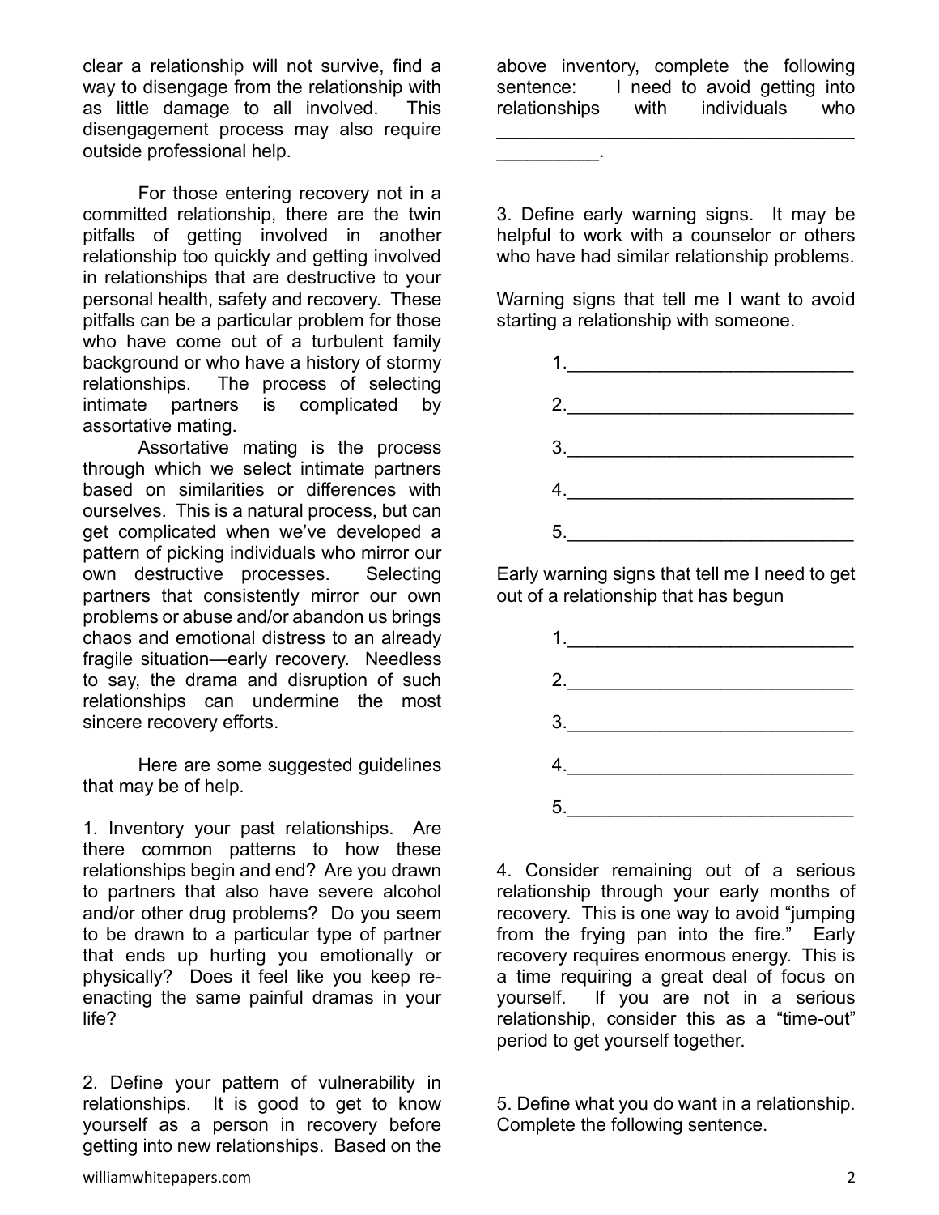clear a relationship will not survive, find a way to disengage from the relationship with as little damage to all involved. This disengagement process may also require outside professional help.

For those entering recovery not in a committed relationship, there are the twin pitfalls of getting involved in another relationship too quickly and getting involved in relationships that are destructive to your personal health, safety and recovery. These pitfalls can be a particular problem for those who have come out of a turbulent family background or who have a history of stormy relationships. The process of selecting intimate partners is complicated by assortative mating.

Assortative mating is the process through which we select intimate partners based on similarities or differences with ourselves. This is a natural process, but can get complicated when we've developed a pattern of picking individuals who mirror our own destructive processes. Selecting partners that consistently mirror our own problems or abuse and/or abandon us brings chaos and emotional distress to an already fragile situation—early recovery. Needless to say, the drama and disruption of such relationships can undermine the most sincere recovery efforts.

Here are some suggested guidelines that may be of help.

1. Inventory your past relationships. Are there common patterns to how these relationships begin and end? Are you drawn to partners that also have severe alcohol and/or other drug problems? Do you seem to be drawn to a particular type of partner that ends up hurting you emotionally or physically? Does it feel like you keep re-enacting the same painful dramas in your life?

2. Define your pattern of vulnerability in relationships. It is good to get to know yourself as a person in recovery before getting into new relationships. Based on the above inventory, complete the following sentence: I need to avoid getting into relationships with individuals who ____________________________________ __________.

3. Define early warning signs. It may be helpful to work with a counselor or others who have had similar relationship problems.

Warning signs that tell me I want to avoid starting a relationship with someone.

1.____________________________

2.____________________________

3.____________________________

4.____________________________

5.____________________________

Early warning signs that tell me I need to get out of a relationship that has begun

1.____________________________

2.____________________________

3.____________________________

4.____________________________

5.____________________________

4. Consider remaining out of a serious relationship through your early months of recovery. This is one way to avoid "jumping from the frying pan into the fire." Early recovery requires enormous energy. This is a time requiring a great deal of focus on yourself. If you are not in a serious relationship, consider this as a "time-out" period to get yourself together.

5. Define what you do want in a relationship. Complete the following sentence.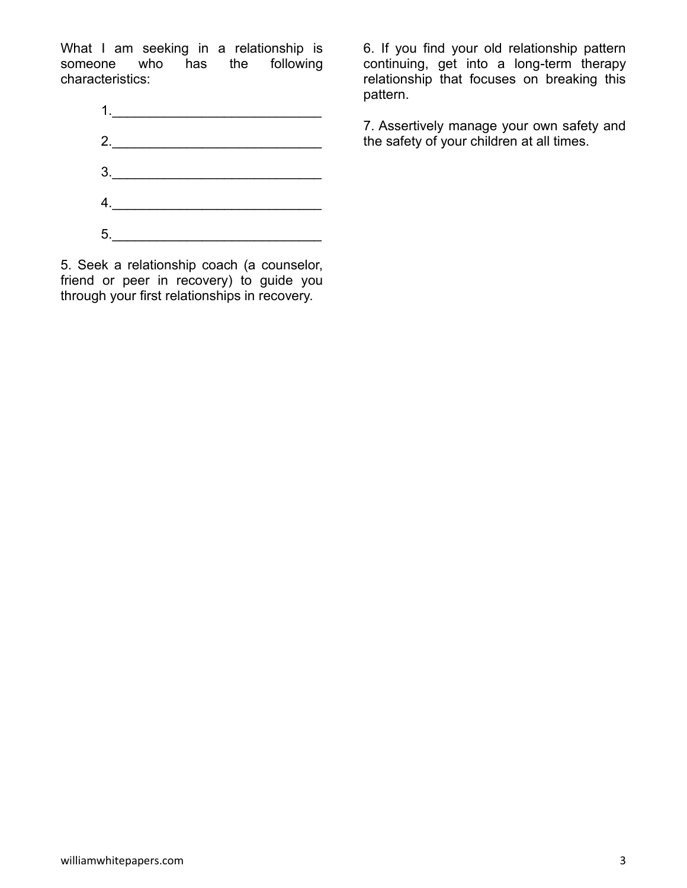What I am seeking in a relationship is someone who has the following characteristics:

1.____________________________

2.____________________________

3.____________________________

4.____________________________

5.____________________________

5. Seek a relationship coach (a counselor, friend or peer in recovery) to guide you through your first relationships in recovery.

6. If you find your old relationship pattern continuing, get into a long-term therapy relationship that focuses on breaking this pattern.

7. Assertively manage your own safety and the safety of your children at all times.